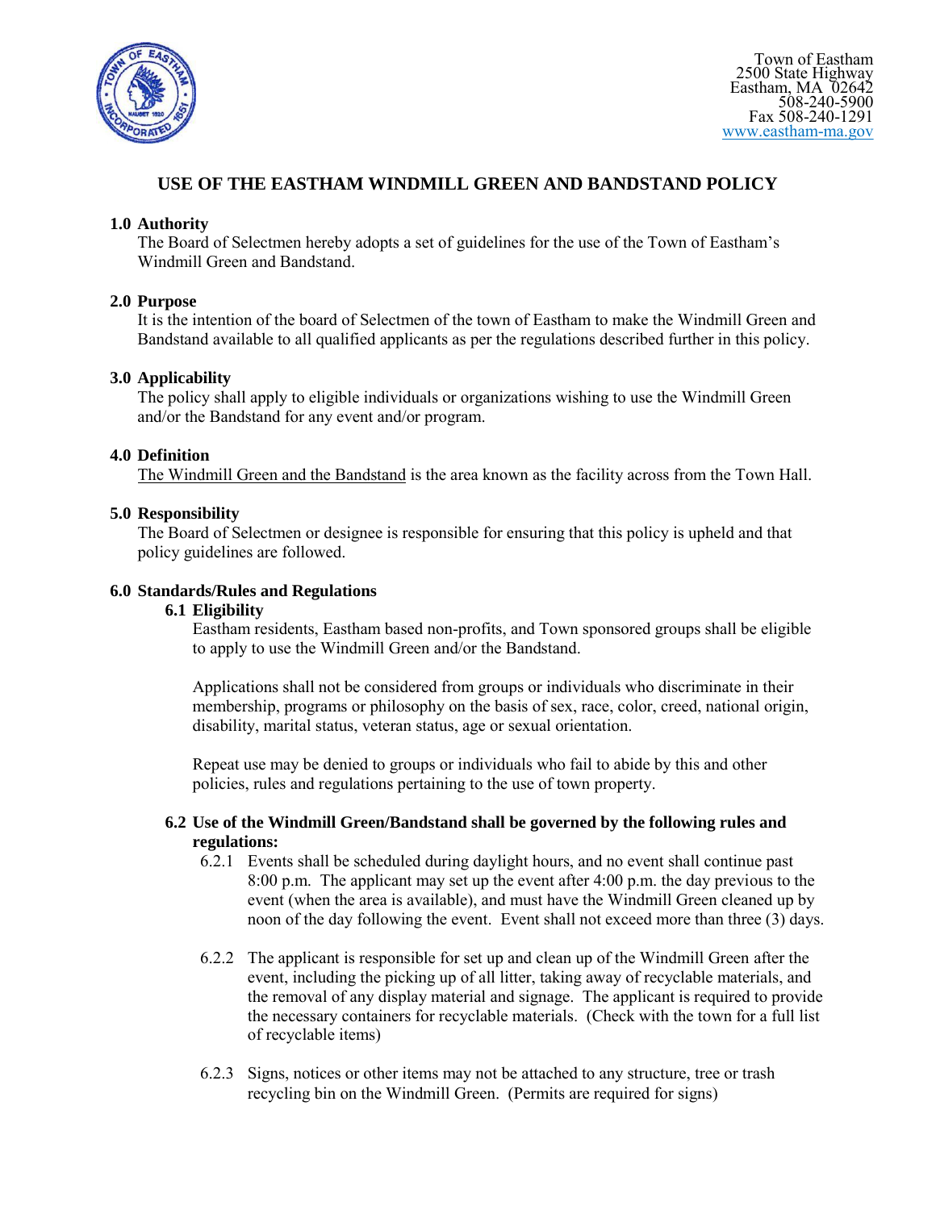Town of Eastham
2500 State Highway
Eastham, MA 02642
508-240-5900
Fax 508-240-1291
www.eastham-ma.gov

# USE OF THE EASTHAM WINDMILL GREEN AND BANDSTAND POLICY

## 1.0 Authority

The Board of Selectmen hereby adopts a set of guidelines for the use of the Town of Eastham's Windmill Green and Bandstand.

## 2.0 Purpose

It is the intention of the board of Selectmen of the town of Eastham to make the Windmill Green and Bandstand available to all qualified applicants as per the regulations described further in this policy.

## 3.0 Applicability

The policy shall apply to eligible individuals or organizations wishing to use the Windmill Green and/or the Bandstand for any event and/or program.

## 4.0 Definition

The Windmill Green and the Bandstand is the area known as the facility across from the Town Hall.

## 5.0 Responsibility

The Board of Selectmen or designee is responsible for ensuring that this policy is upheld and that policy guidelines are followed.

## 6.0 Standards/Rules and Regulations

### 6.1 Eligibility

Eastham residents, Eastham based non-profits, and Town sponsored groups shall be eligible to apply to use the Windmill Green and/or the Bandstand.

Applications shall not be considered from groups or individuals who discriminate in their membership, programs or philosophy on the basis of sex, race, color, creed, national origin, disability, marital status, veteran status, age or sexual orientation.

Repeat use may be denied to groups or individuals who fail to abide by this and other policies, rules and regulations pertaining to the use of town property.

### 6.2 Use of the Windmill Green/Bandstand shall be governed by the following rules and regulations:

6.2.1 Events shall be scheduled during daylight hours, and no event shall continue past 8:00 p.m. The applicant may set up the event after 4:00 p.m. the day previous to the event (when the area is available), and must have the Windmill Green cleaned up by noon of the day following the event. Event shall not exceed more than three (3) days.

6.2.2 The applicant is responsible for set up and clean up of the Windmill Green after the event, including the picking up of all litter, taking away of recyclable materials, and the removal of any display material and signage. The applicant is required to provide the necessary containers for recyclable materials. (Check with the town for a full list of recyclable items)

6.2.3 Signs, notices or other items may not be attached to any structure, tree or trash recycling bin on the Windmill Green. (Permits are required for signs)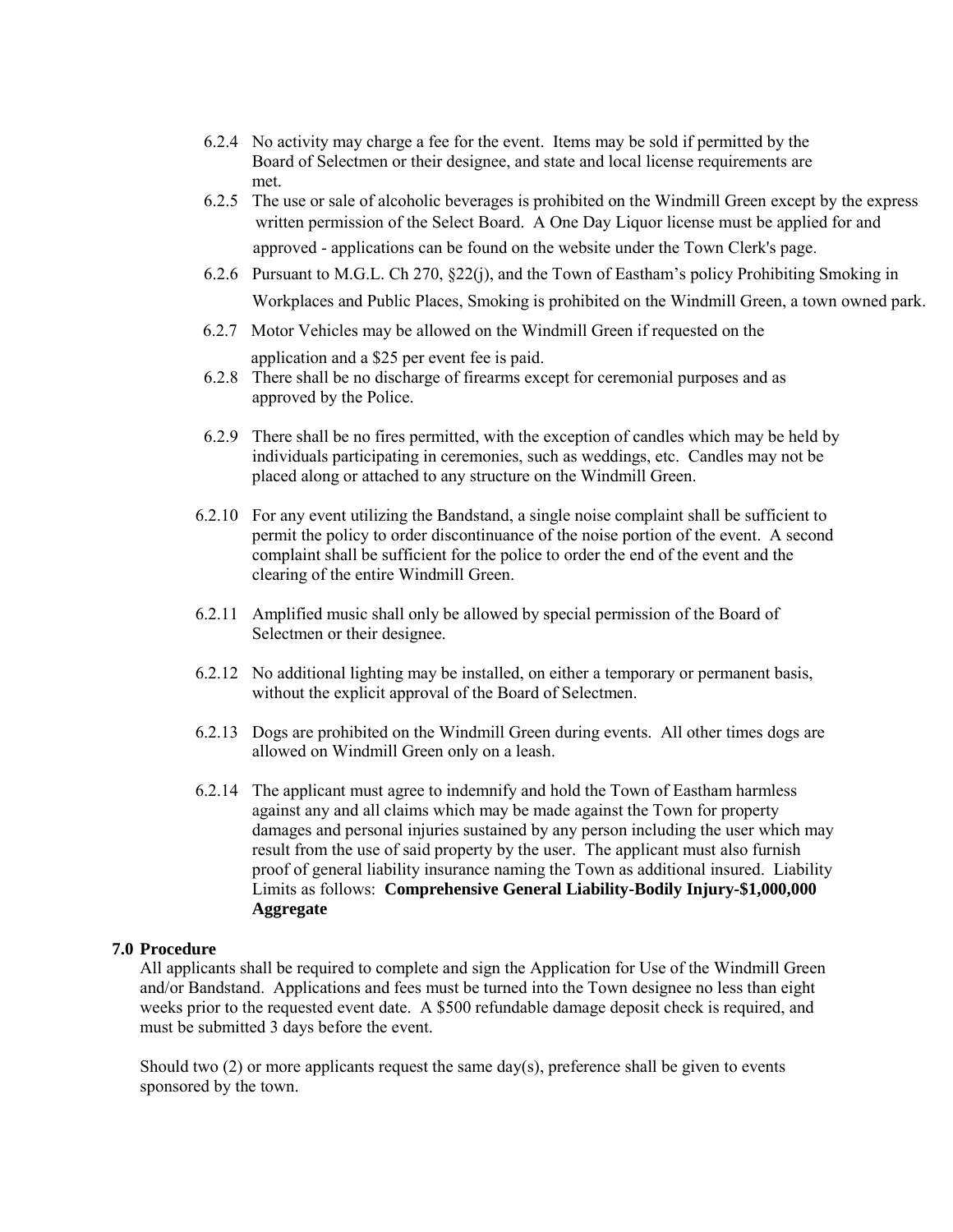6.2.4 No activity may charge a fee for the event. Items may be sold if permitted by the Board of Selectmen or their designee, and state and local license requirements are met.

6.2.5 The use or sale of alcoholic beverages is prohibited on the Windmill Green except by the express written permission of the Select Board. A One Day Liquor license must be applied for and approved - applications can be found on the website under the Town Clerk's page.

6.2.6 Pursuant to M.G.L. Ch 270, §22(j), and the Town of Eastham's policy Prohibiting Smoking in Workplaces and Public Places, Smoking is prohibited on the Windmill Green, a town owned park.

6.2.7 Motor Vehicles may be allowed on the Windmill Green if requested on the application and a $25 per event fee is paid.

6.2.8 There shall be no discharge of firearms except for ceremonial purposes and as approved by the Police.

6.2.9 There shall be no fires permitted, with the exception of candles which may be held by individuals participating in ceremonies, such as weddings, etc. Candles may not be placed along or attached to any structure on the Windmill Green.

6.2.10 For any event utilizing the Bandstand, a single noise complaint shall be sufficient to permit the policy to order discontinuance of the noise portion of the event. A second complaint shall be sufficient for the police to order the end of the event and the clearing of the entire Windmill Green.

6.2.11 Amplified music shall only be allowed by special permission of the Board of Selectmen or their designee.

6.2.12 No additional lighting may be installed, on either a temporary or permanent basis, without the explicit approval of the Board of Selectmen.

6.2.13 Dogs are prohibited on the Windmill Green during events. All other times dogs are allowed on Windmill Green only on a leash.

6.2.14 The applicant must agree to indemnify and hold the Town of Eastham harmless against any and all claims which may be made against the Town for property damages and personal injuries sustained by any person including the user which may result from the use of said property by the user. The applicant must also furnish proof of general liability insurance naming the Town as additional insured. Liability Limits as follows: **Comprehensive General Liability-Bodily Injury-$1,000,000 Aggregate**

## 7.0 Procedure

All applicants shall be required to complete and sign the Application for Use of the Windmill Green and/or Bandstand. Applications and fees must be turned into the Town designee no less than eight weeks prior to the requested event date. A $500 refundable damage deposit check is required, and must be submitted 3 days before the event.

Should two (2) or more applicants request the same day(s), preference shall be given to events sponsored by the town.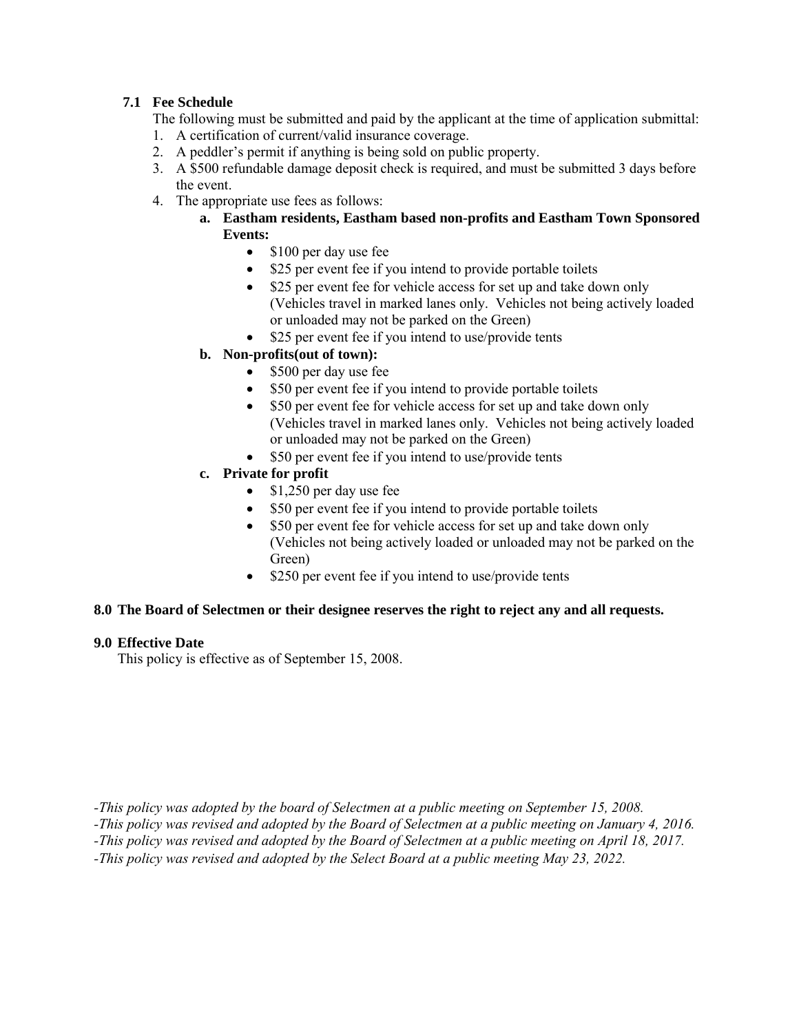### 7.1 Fee Schedule

The following must be submitted and paid by the applicant at the time of application submittal:

1. A certification of current/valid insurance coverage.
2. A peddler's permit if anything is being sold on public property.
3. A $500 refundable damage deposit check is required, and must be submitted 3 days before the event.
4. The appropriate use fees as follows:
   - **a. Eastham residents, Eastham based non-profits and Eastham Town Sponsored Events:**
     - $100 per day use fee
     - $25 per event fee if you intend to provide portable toilets
     - $25 per event fee for vehicle access for set up and take down only (Vehicles travel in marked lanes only. Vehicles not being actively loaded or unloaded may not be parked on the Green)
     - $25 per event fee if you intend to use/provide tents
   - **b. Non-profits(out of town):**
     - $500 per day use fee
     - $50 per event fee if you intend to provide portable toilets
     - $50 per event fee for vehicle access for set up and take down only (Vehicles travel in marked lanes only. Vehicles not being actively loaded or unloaded may not be parked on the Green)
     - $50 per event fee if you intend to use/provide tents
   - **c. Private for profit**
     - $1,250 per day use fee
     - $50 per event fee if you intend to provide portable toilets
     - $50 per event fee for vehicle access for set up and take down only (Vehicles not being actively loaded or unloaded may not be parked on the Green)
     - $250 per event fee if you intend to use/provide tents

## 8.0 The Board of Selectmen or their designee reserves the right to reject any and all requests.

## 9.0 Effective Date

This policy is effective as of September 15, 2008.

*-This policy was adopted by the board of Selectmen at a public meeting on September 15, 2008.*

*-This policy was revised and adopted by the Board of Selectmen at a public meeting on January 4, 2016.*

*-This policy was revised and adopted by the Board of Selectmen at a public meeting on April 18, 2017.*

*-This policy was revised and adopted by the Select Board at a public meeting May 23, 2022.*